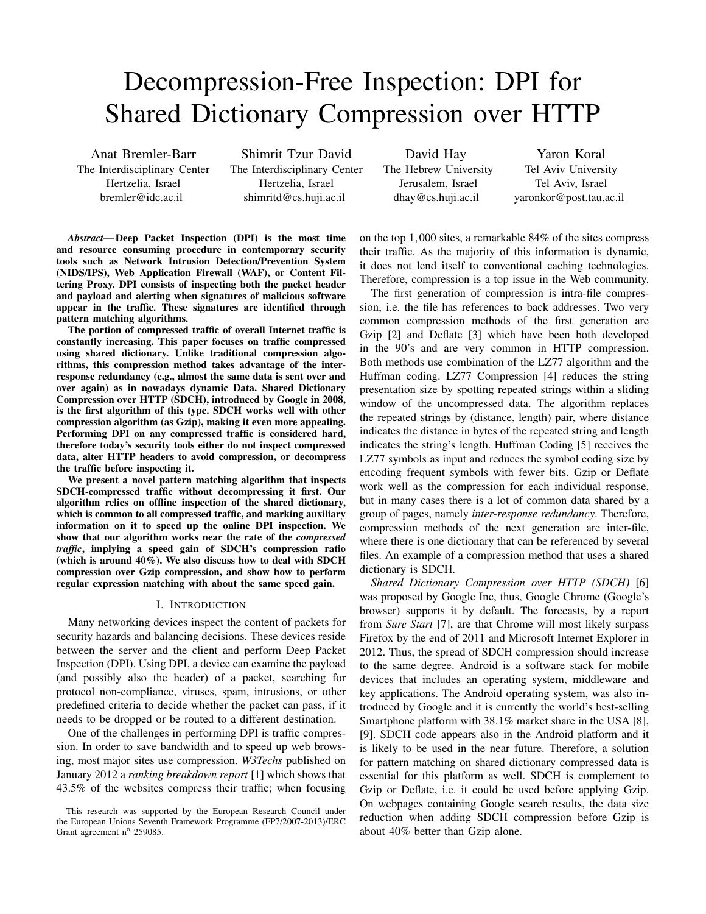# Decompression-Free Inspection: DPI for Shared Dictionary Compression over HTTP

Anat Bremler-Barr
The Interdisciplinary Center
Hertzelia, Israel
bremler@idc.ac.il

Shimrit Tzur David
The Interdisciplinary Center
Hertzelia, Israel
shimritd@cs.huji.ac.il

David Hay
The Hebrew University
Jerusalem, Israel
dhay@cs.huji.ac.il

Yaron Koral
Tel Aviv University
Tel Aviv, Israel
yaronkor@post.tau.ac.il

***Abstract*— Deep Packet Inspection (DPI) is the most time and resource consuming procedure in contemporary security tools such as Network Intrusion Detection/Prevention System (NIDS/IPS), Web Application Firewall (WAF), or Content Filtering Proxy. DPI consists of inspecting both the packet header and payload and alerting when signatures of malicious software appear in the traffic. These signatures are identified through pattern matching algorithms.**

**The portion of compressed traffic of overall Internet traffic is constantly increasing. This paper focuses on traffic compressed using shared dictionary. Unlike traditional compression algorithms, this compression method takes advantage of the inter-response redundancy (e.g., almost the same data is sent over and over again) as in nowadays dynamic Data. Shared Dictionary Compression over HTTP (SDCH), introduced by Google in 2008, is the first algorithm of this type. SDCH works well with other compression algorithm (as Gzip), making it even more appealing. Performing DPI on any compressed traffic is considered hard, therefore today's security tools either do not inspect compressed data, alter HTTP headers to avoid compression, or decompress the traffic before inspecting it.**

**We present a novel pattern matching algorithm that inspects SDCH-compressed traffic without decompressing it first. Our algorithm relies on offline inspection of the shared dictionary, which is common to all compressed traffic, and marking auxiliary information on it to speed up the online DPI inspection. We show that our algorithm works near the rate of the *compressed traffic*, implying a speed gain of SDCH's compression ratio (which is around 40%). We also discuss how to deal with SDCH compression over Gzip compression, and show how to perform regular expression matching with about the same speed gain.**

## I. Introduction

Many networking devices inspect the content of packets for security hazards and balancing decisions. These devices reside between the server and the client and perform Deep Packet Inspection (DPI). Using DPI, a device can examine the payload (and possibly also the header) of a packet, searching for protocol non-compliance, viruses, spam, intrusions, or other predefined criteria to decide whether the packet can pass, if it needs to be dropped or be routed to a different destination.

One of the challenges in performing DPI is traffic compression. In order to save bandwidth and to speed up web browsing, most major sites use compression. *W3Techs* published on January 2012 a *ranking breakdown report* [1] which shows that 43.5% of the websites compress their traffic; when focusing on the top 1,000 sites, a remarkable 84% of the sites compress their traffic. As the majority of this information is dynamic, it does not lend itself to conventional caching technologies. Therefore, compression is a top issue in the Web community.

The first generation of compression is intra-file compression, i.e. the file has references to back addresses. Two very common compression methods of the first generation are Gzip [2] and Deflate [3] which have been both developed in the 90's and are very common in HTTP compression. Both methods use combination of the LZ77 algorithm and the Huffman coding. LZ77 Compression [4] reduces the string presentation size by spotting repeated strings within a sliding window of the uncompressed data. The algorithm replaces the repeated strings by (distance, length) pair, where distance indicates the distance in bytes of the repeated string and length indicates the string's length. Huffman Coding [5] receives the LZ77 symbols as input and reduces the symbol coding size by encoding frequent symbols with fewer bits. Gzip or Deflate work well as the compression for each individual response, but in many cases there is a lot of common data shared by a group of pages, namely *inter-response redundancy*. Therefore, compression methods of the next generation are inter-file, where there is one dictionary that can be referenced by several files. An example of a compression method that uses a shared dictionary is SDCH.

*Shared Dictionary Compression over HTTP (SDCH)* [6] was proposed by Google Inc, thus, Google Chrome (Google's browser) supports it by default. The forecasts, by a report from *Sure Start* [7], are that Chrome will most likely surpass Firefox by the end of 2011 and Microsoft Internet Explorer in 2012. Thus, the spread of SDCH compression should increase to the same degree. Android is a software stack for mobile devices that includes an operating system, middleware and key applications. The Android operating system, was also introduced by Google and it is currently the world's best-selling Smartphone platform with 38.1% market share in the USA [8], [9]. SDCH code appears also in the Android platform and it is likely to be used in the near future. Therefore, a solution for pattern matching on shared dictionary compressed data is essential for this platform as well. SDCH is complement to Gzip or Deflate, i.e. it could be used before applying Gzip. On webpages containing Google search results, the data size reduction when adding SDCH compression before Gzip is about 40% better than Gzip alone.

This research was supported by the European Research Council under the European Unions Seventh Framework Programme (FP7/2007-2013)/ERC Grant agreement n[o] 259085.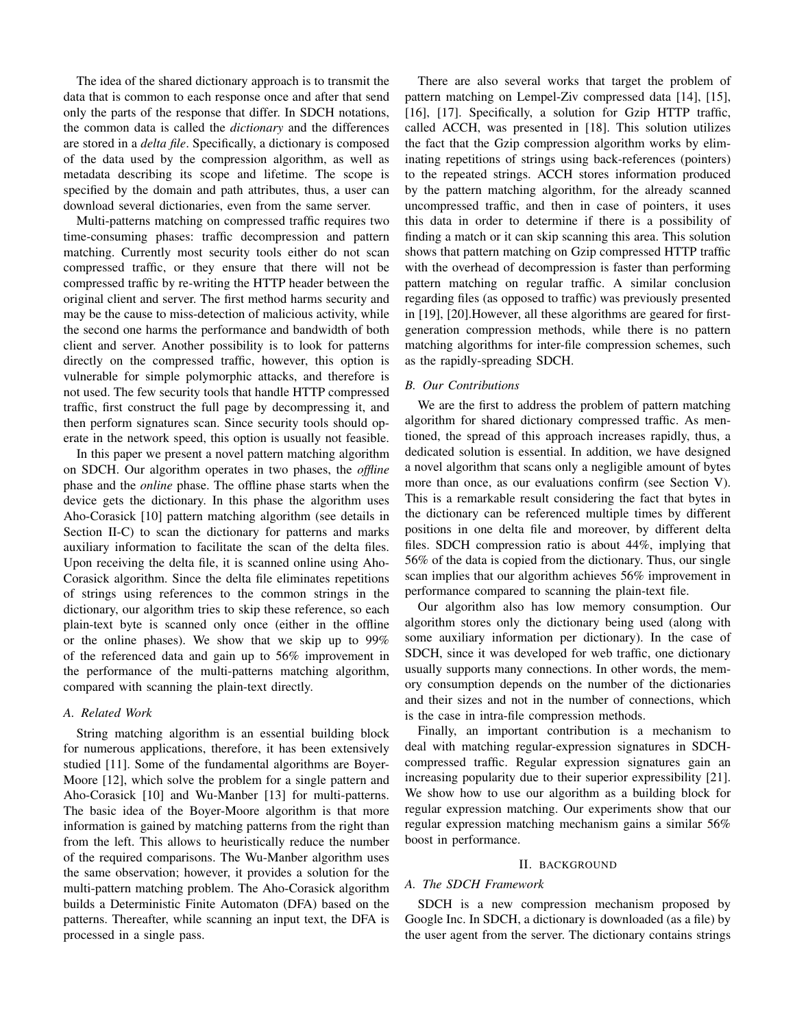The idea of the shared dictionary approach is to transmit the data that is common to each response once and after that send only the parts of the response that differ. In SDCH notations, the common data is called the *dictionary* and the differences are stored in a *delta file*. Specifically, a dictionary is composed of the data used by the compression algorithm, as well as metadata describing its scope and lifetime. The scope is specified by the domain and path attributes, thus, a user can download several dictionaries, even from the same server.

Multi-patterns matching on compressed traffic requires two time-consuming phases: traffic decompression and pattern matching. Currently most security tools either do not scan compressed traffic, or they ensure that there will not be compressed traffic by re-writing the HTTP header between the original client and server. The first method harms security and may be the cause to miss-detection of malicious activity, while the second one harms the performance and bandwidth of both client and server. Another possibility is to look for patterns directly on the compressed traffic, however, this option is vulnerable for simple polymorphic attacks, and therefore is not used. The few security tools that handle HTTP compressed traffic, first construct the full page by decompressing it, and then perform signatures scan. Since security tools should operate in the network speed, this option is usually not feasible.

In this paper we present a novel pattern matching algorithm on SDCH. Our algorithm operates in two phases, the *offline* phase and the *online* phase. The offline phase starts when the device gets the dictionary. In this phase the algorithm uses Aho-Corasick [10] pattern matching algorithm (see details in Section II-C) to scan the dictionary for patterns and marks auxiliary information to facilitate the scan of the delta files. Upon receiving the delta file, it is scanned online using Aho-Corasick algorithm. Since the delta file eliminates repetitions of strings using references to the common strings in the dictionary, our algorithm tries to skip these reference, so each plain-text byte is scanned only once (either in the offline or the online phases). We show that we skip up to 99% of the referenced data and gain up to 56% improvement in the performance of the multi-patterns matching algorithm, compared with scanning the plain-text directly.

### A. Related Work

String matching algorithm is an essential building block for numerous applications, therefore, it has been extensively studied [11]. Some of the fundamental algorithms are Boyer-Moore [12], which solve the problem for a single pattern and Aho-Corasick [10] and Wu-Manber [13] for multi-patterns. The basic idea of the Boyer-Moore algorithm is that more information is gained by matching patterns from the right than from the left. This allows to heuristically reduce the number of the required comparisons. The Wu-Manber algorithm uses the same observation; however, it provides a solution for the multi-pattern matching problem. The Aho-Corasick algorithm builds a Deterministic Finite Automaton (DFA) based on the patterns. Thereafter, while scanning an input text, the DFA is processed in a single pass.

There are also several works that target the problem of pattern matching on Lempel-Ziv compressed data [14], [15], [16], [17]. Specifically, a solution for Gzip HTTP traffic, called ACCH, was presented in [18]. This solution utilizes the fact that the Gzip compression algorithm works by eliminating repetitions of strings using back-references (pointers) to the repeated strings. ACCH stores information produced by the pattern matching algorithm, for the already scanned uncompressed traffic, and then in case of pointers, it uses this data in order to determine if there is a possibility of finding a match or it can skip scanning this area. This solution shows that pattern matching on Gzip compressed HTTP traffic with the overhead of decompression is faster than performing pattern matching on regular traffic. A similar conclusion regarding files (as opposed to traffic) was previously presented in [19], [20].However, all these algorithms are geared for first-generation compression methods, while there is no pattern matching algorithms for inter-file compression schemes, such as the rapidly-spreading SDCH.

### B. Our Contributions

We are the first to address the problem of pattern matching algorithm for shared dictionary compressed traffic. As mentioned, the spread of this approach increases rapidly, thus, a dedicated solution is essential. In addition, we have designed a novel algorithm that scans only a negligible amount of bytes more than once, as our evaluations confirm (see Section V). This is a remarkable result considering the fact that bytes in the dictionary can be referenced multiple times by different positions in one delta file and moreover, by different delta files. SDCH compression ratio is about 44%, implying that 56% of the data is copied from the dictionary. Thus, our single scan implies that our algorithm achieves 56% improvement in performance compared to scanning the plain-text file.

Our algorithm also has low memory consumption. Our algorithm stores only the dictionary being used (along with some auxiliary information per dictionary). In the case of SDCH, since it was developed for web traffic, one dictionary usually supports many connections. In other words, the memory consumption depends on the number of the dictionaries and their sizes and not in the number of connections, which is the case in intra-file compression methods.

Finally, an important contribution is a mechanism to deal with matching regular-expression signatures in SDCH-compressed traffic. Regular expression signatures gain an increasing popularity due to their superior expressibility [21]. We show how to use our algorithm as a building block for regular expression matching. Our experiments show that our regular expression matching mechanism gains a similar 56% boost in performance.

## II. Background

### A. The SDCH Framework

SDCH is a new compression mechanism proposed by Google Inc. In SDCH, a dictionary is downloaded (as a file) by the user agent from the server. The dictionary contains strings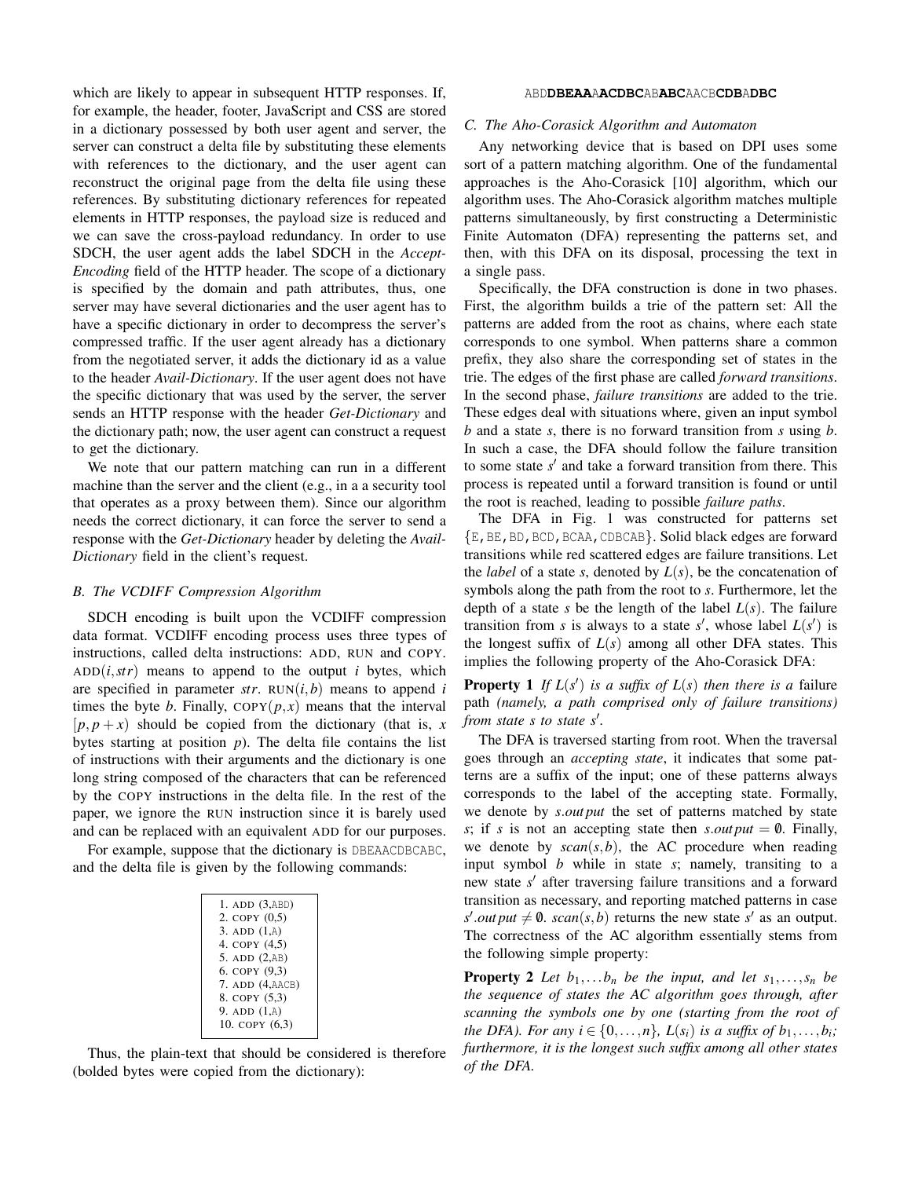which are likely to appear in subsequent HTTP responses. If, for example, the header, footer, JavaScript and CSS are stored in a dictionary possessed by both user agent and server, the server can construct a delta file by substituting these elements with references to the dictionary, and the user agent can reconstruct the original page from the delta file using these references. By substituting dictionary references for repeated elements in HTTP responses, the payload size is reduced and we can save the cross-payload redundancy. In order to use SDCH, the user agent adds the label SDCH in the *Accept-Encoding* field of the HTTP header. The scope of a dictionary is specified by the domain and path attributes, thus, one server may have several dictionaries and the user agent has to have a specific dictionary in order to decompress the server's compressed traffic. If the user agent already has a dictionary from the negotiated server, it adds the dictionary id as a value to the header *Avail-Dictionary*. If the user agent does not have the specific dictionary that was used by the server, the server sends an HTTP response with the header *Get-Dictionary* and the dictionary path; now, the user agent can construct a request to get the dictionary.

We note that our pattern matching can run in a different machine than the server and the client (e.g., in a a security tool that operates as a proxy between them). Since our algorithm needs the correct dictionary, it can force the server to send a response with the *Get-Dictionary* header by deleting the *Avail-Dictionary* field in the client's request.

### B. The VCDIFF Compression Algorithm

SDCH encoding is built upon the VCDIFF compression data format. VCDIFF encoding process uses three types of instructions, called delta instructions: ADD, RUN and COPY. $\text{ADD}(i, str)$ means to append to the output $i$ bytes, which are specified in parameter $str$. $\text{RUN}(i, b)$ means to append $i$ times the byte $b$. Finally, $\text{COPY}(p, x)$ means that the interval $[p, p+x)$ should be copied from the dictionary (that is, $x$ bytes starting at position $p$). The delta file contains the list of instructions with their arguments and the dictionary is one long string composed of the characters that can be referenced by the COPY instructions in the delta file. In the rest of the paper, we ignore the RUN instruction since it is barely used and can be replaced with an equivalent ADD for our purposes.

For example, suppose that the dictionary is `DBEAACDBCABC`, and the delta file is given by the following commands:

```
1. ADD (3,ABD)
2. COPY (0,5)
3. ADD (1,A)
4. COPY (4,5)
5. ADD (2,AB)
6. COPY (9,3)
7. ADD (4,AACB)
8. COPY (5,3)
9. ADD (1,A)
10. COPY (6,3)
```

Thus, the plain-text that should be considered is therefore (bolded bytes were copied from the dictionary):

ABD**DBEAA**A**ACDBC**AB**ABC**AACB**CDB**A**DBC**

### C. The Aho-Corasick Algorithm and Automaton

Any networking device that is based on DPI uses some sort of a pattern matching algorithm. One of the fundamental approaches is the Aho-Corasick [10] algorithm, which our algorithm uses. The Aho-Corasick algorithm matches multiple patterns simultaneously, by first constructing a Deterministic Finite Automaton (DFA) representing the patterns set, and then, with this DFA on its disposal, processing the text in a single pass.

Specifically, the DFA construction is done in two phases. First, the algorithm builds a trie of the pattern set: All the patterns are added from the root as chains, where each state corresponds to one symbol. When patterns share a common prefix, they also share the corresponding set of states in the trie. The edges of the first phase are called *forward transitions*. In the second phase, *failure transitions* are added to the trie. These edges deal with situations where, given an input symbol $b$ and a state $s$, there is no forward transition from $s$ using $b$. In such a case, the DFA should follow the failure transition to some state $s'$ and take a forward transition from there. This process is repeated until a forward transition is found or until the root is reached, leading to possible *failure paths*.

The DFA in Fig. 1 was constructed for patterns set {E, BE, BD, BCD, BCAA, CDBCAB}. Solid black edges are forward transitions while red scattered edges are failure transitions. Let the *label* of a state $s$, denoted by $L(s)$, be the concatenation of symbols along the path from the root to $s$. Furthermore, let the depth of a state $s$ be the length of the label $L(s)$. The failure transition from $s$ is always to a state $s'$, whose label $L(s')$ is the longest suffix of $L(s)$ among all other DFA states. This implies the following property of the Aho-Corasick DFA:

**Property 1** *If $L(s')$ is a suffix of $L(s)$ then there is a* failure path *(namely, a path comprised only of failure transitions) from state $s$ to state $s'$.*

The DFA is traversed starting from root. When the traversal goes through an *accepting state*, it indicates that some patterns are a suffix of the input; one of these patterns always corresponds to the label of the accepting state. Formally, we denote by $s.output$ the set of patterns matched by state $s$; if $s$ is not an accepting state then $s.output = \emptyset$. Finally, we denote by $scan(s, b)$, the AC procedure when reading input symbol $b$ while in state $s$; namely, transiting to a new state $s'$ after traversing failure transitions and a forward transition as necessary, and reporting matched patterns in case $s'.output \neq \emptyset$. $scan(s, b)$ returns the new state $s'$ as an output. The correctness of the AC algorithm essentially stems from the following simple property:

**Property 2** *Let $b_1, \ldots b_n$ be the input, and let $s_1, \ldots, s_n$ be the sequence of states the AC algorithm goes through, after scanning the symbols one by one (starting from the root of the DFA). For any $i \in \{0, \ldots, n\}$, $L(s_i)$ is a suffix of $b_1, \ldots, b_i$; furthermore, it is the longest such suffix among all other states of the DFA.*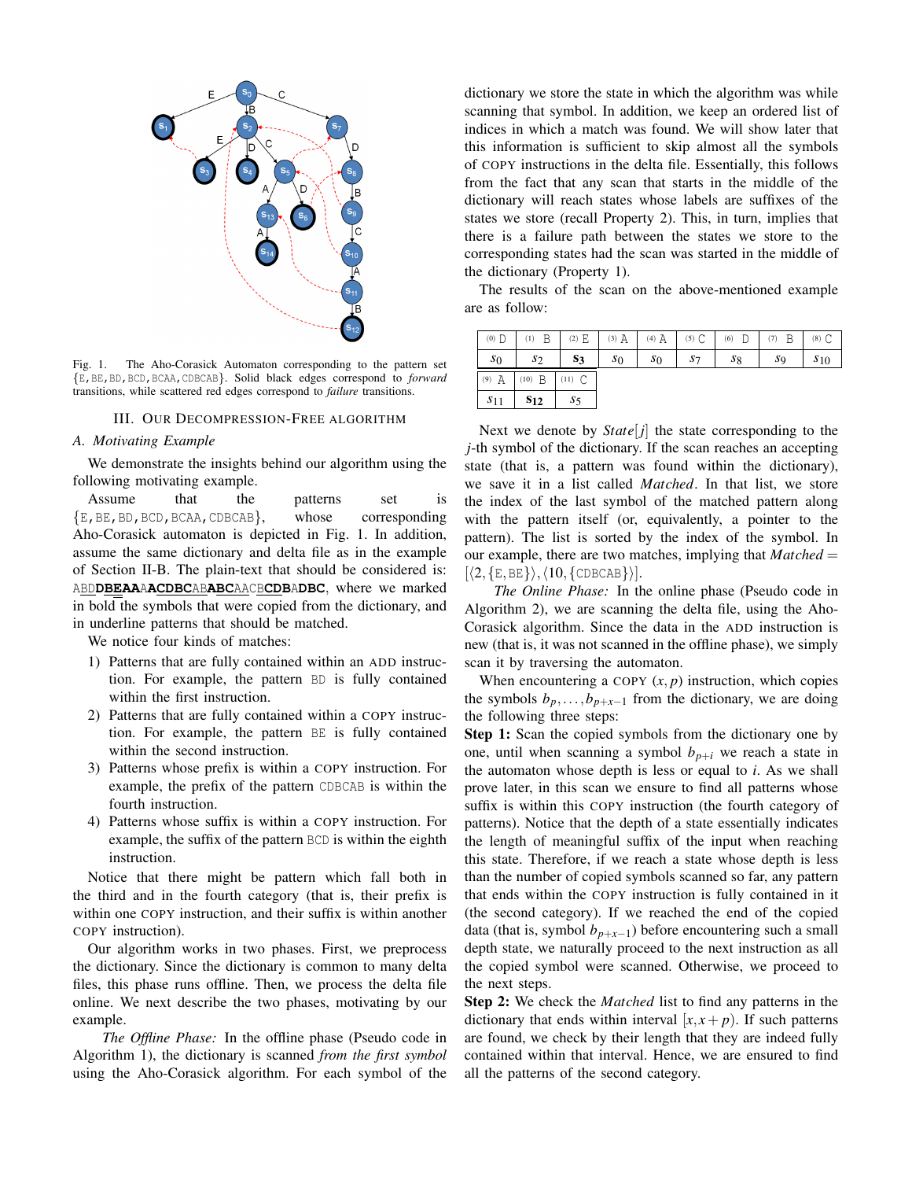Fig. 1. The Aho-Corasick Automaton corresponding to the pattern set {E, BE, BD, BCD, BCAA, CDBCAB}. Solid black edges correspond to *forward* transitions, while scattered red edges correspond to *failure* transitions.

## III. Our Decompression-Free Algorithm

### A. Motivating Example

We demonstrate the insights behind our algorithm using the following motivating example.

Assume that the patterns set is {E, BE, BD, BCD, BCAA, CDBCAB}, whose corresponding Aho-Corasick automaton is depicted in Fig. 1. In addition, assume the same dictionary and delta file as in the example of Section II-B. The plain-text that should be considered is: ABD**DBEAA**A**ACDBC**AB**ABC**AAC**B**CDBAD**BC**, where we marked in bold the symbols that were copied from the dictionary, and in underline patterns that should be matched.

We notice four kinds of matches:

1) Patterns that are fully contained within an ADD instruction. For example, the pattern BD is fully contained within the first instruction.
2) Patterns that are fully contained within a COPY instruction. For example, the pattern BE is fully contained within the second instruction.
3) Patterns whose prefix is within a COPY instruction. For example, the prefix of the pattern CDBCAB is within the fourth instruction.
4) Patterns whose suffix is within a COPY instruction. For example, the suffix of the pattern BCD is within the eighth instruction.

Notice that there might be pattern which fall both in the third and in the fourth category (that is, their prefix is within one COPY instruction, and their suffix is within another COPY instruction).

Our algorithm works in two phases. First, we preprocess the dictionary. Since the dictionary is common to many delta files, this phase runs offline. Then, we process the delta file online. We next describe the two phases, motivating by our example.

*The Offline Phase:* In the offline phase (Pseudo code in Algorithm 1), the dictionary is scanned *from the first symbol* using the Aho-Corasick algorithm. For each symbol of the dictionary we store the state in which the algorithm was while scanning that symbol. In addition, we keep an ordered list of indices in which a match was found. We will show later that this information is sufficient to skip almost all the symbols of COPY instructions in the delta file. Essentially, this follows from the fact that any scan that starts in the middle of the dictionary will reach states whose labels are suffixes of the states we store (recall Property 2). This, in turn, implies that there is a failure path between the states we store to the corresponding states had the scan was started in the middle of the dictionary (Property 1).

The results of the scan on the above-mentioned example are as follow:

| (0) D | (1) B | (2) E | (3) A | (4) A | (5) C | (6) D | (7) B | (8) C | (9) A | (10) B | (11) C |
|---|---|---|---|---|---|---|---|---|---|---|---|
| $s_0$ | $s_2$ | $\mathbf{s_3}$ | $s_0$ | $s_0$ | $s_7$ | $s_8$ | $s_9$ | $s_{10}$ | $s_{11}$ | $\mathbf{s_{12}}$ | $s_5$ |

Next we denote by *State*$[j]$ the state corresponding to the $j$-th symbol of the dictionary. If the scan reaches an accepting state (that is, a pattern was found within the dictionary), we save it in a list called *Matched*. In that list, we store the index of the last symbol of the matched pattern along with the pattern itself (or, equivalently, a pointer to the pattern). The list is sorted by the index of the symbol. In our example, there are two matches, implying that *Matched* $= [\langle 2, \{\text{E}, \text{BE}\}\rangle, \langle 10, \{\text{CDBCAB}\}\rangle]$.

*The Online Phase:* In the online phase (Pseudo code in Algorithm 2), we are scanning the delta file, using the Aho-Corasick algorithm. Since the data in the ADD instruction is new (that is, it was not scanned in the offline phase), we simply scan it by traversing the automaton.

When encountering a COPY $(x, p)$ instruction, which copies the symbols $b_p, \ldots, b_{p+x-1}$ from the dictionary, we are doing the following three steps:

**Step 1:** Scan the copied symbols from the dictionary one by one, until when scanning a symbol $b_{p+i}$ we reach a state in the automaton whose depth is less or equal to $i$. As we shall prove later, in this scan we ensure to find all patterns whose suffix is within this COPY instruction (the fourth category of patterns). Notice that the depth of a state essentially indicates the length of meaningful suffix of the input when reaching this state. Therefore, if we reach a state whose depth is less than the number of copied symbols scanned so far, any pattern that ends within the COPY instruction is fully contained in it (the second category). If we reached the end of the copied data (that is, symbol $b_{p+x-1}$) before encountering such a small depth state, we naturally proceed to the next instruction as all the copied symbol were scanned. Otherwise, we proceed to the next steps.

**Step 2:** We check the *Matched* list to find any patterns in the dictionary that ends within interval $[x, x+p)$. If such patterns are found, we check by their length that they are indeed fully contained within that interval. Hence, we are ensured to find all the patterns of the second category.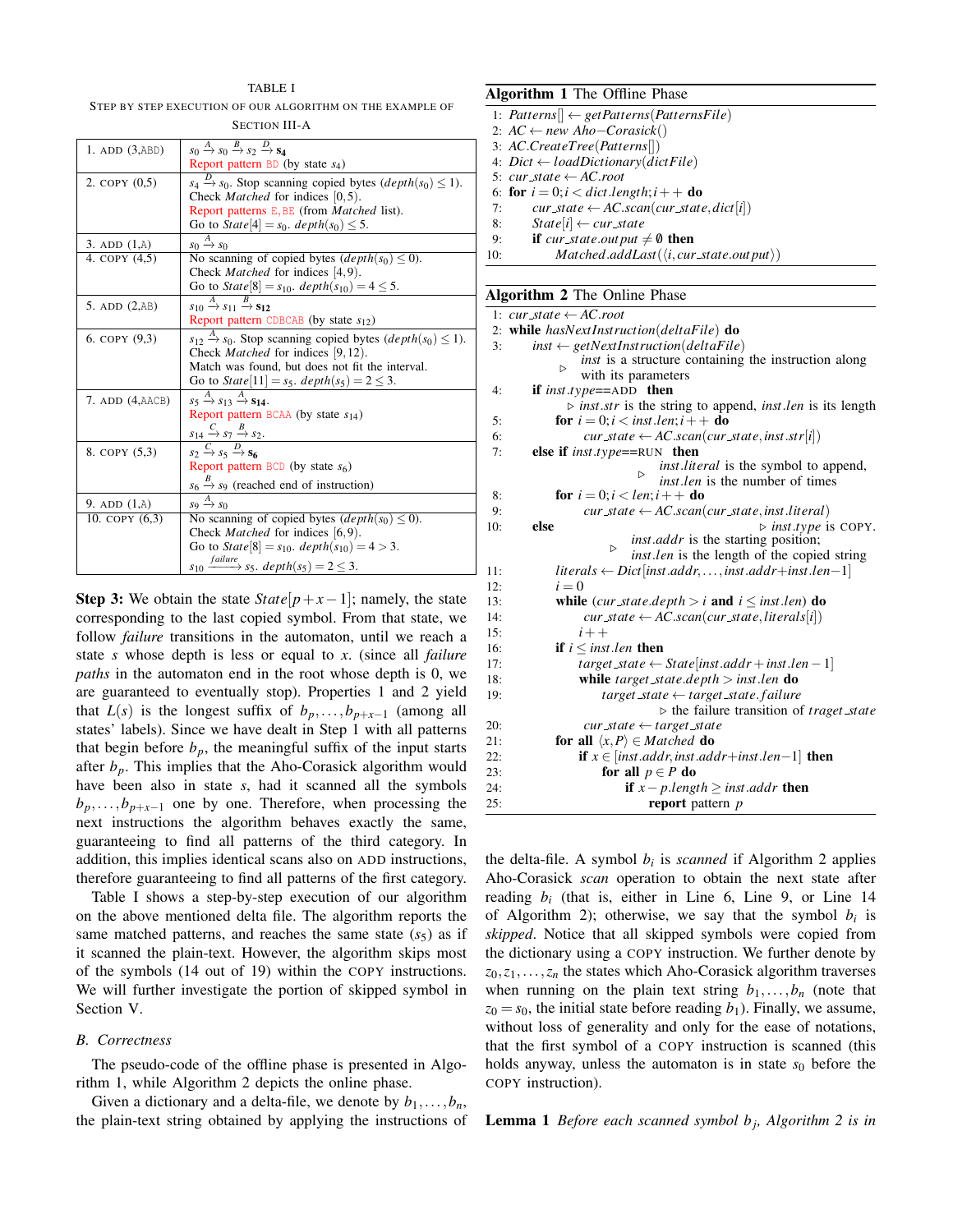TABLE I

STEP BY STEP EXECUTION OF OUR ALGORITHM ON THE EXAMPLE OF SECTION III-A

| | |
|---|---|
| 1. ADD (3,ABD) | $s_0 \xrightarrow{A} s_0 \xrightarrow{B} s_2 \xrightarrow{D} \mathbf{s_4}$ <br> Report pattern BD (by state $s_4$) |
| 2. COPY (0,5) | $s_4 \xrightarrow{D} s_0$. Stop scanning copied bytes ($depth(s_0) \leq 1$). <br> Check *Matched* for indices $[0,5)$. <br> Report patterns E,BE (from *Matched* list). <br> Go to $State[4] = s_0$. $depth(s_0) \leq 5$. |
| 3. ADD (1,A) | $s_0 \xrightarrow{A} s_0$ |
| 4. COPY (4,5) | No scanning of copied bytes ($depth(s_0) \leq 0$). <br> Check *Matched* for indices $[4,9)$. <br> Go to $State[8] = s_{10}$. $depth(s_{10}) = 4 \leq 5$. |
| 5. ADD (2,AB) | $s_{10} \xrightarrow{A} s_{11} \xrightarrow{B} \mathbf{s_{12}}$ <br> Report pattern CDBCAB (by state $s_{12}$) |
| 6. COPY (9,3) | $s_{12} \xrightarrow{A} s_0$. Stop scanning copied bytes ($depth(s_0) \leq 1$). <br> Check *Matched* for indices $[9,12)$. <br> Match was found, but does not fit the interval. <br> Go to $State[11] = s_5$. $depth(s_5) = 2 \leq 3$. |
| 7. ADD (4,AACB) | $s_5 \xrightarrow{A} s_{13} \xrightarrow{A} \mathbf{s_{14}}$. <br> Report pattern BCAA (by state $s_{14}$) <br> $s_{14} \xrightarrow{C} s_7 \xrightarrow{B} s_2$. |
| 8. COPY (5,3) | $s_2 \xrightarrow{C} s_5 \xrightarrow{D} \mathbf{s_6}$ <br> Report pattern BCD (by state $s_6$) <br> $s_6 \xrightarrow{B} s_9$ (reached end of instruction) |
| 9. ADD (1,A) | $s_9 \xrightarrow{A} s_0$ |
| 10. COPY (6,3) | No scanning of copied bytes ($depth(s_0) \leq 0$). <br> Check *Matched* for indices $[6,9)$. <br> Go to $State[8] = s_{10}$. $depth(s_{10}) = 4 > 3$. <br> $s_{10} \xrightarrow{failure} s_5$. $depth(s_5) = 2 \leq 3$. |

**Step 3:** We obtain the state $State[p+x-1]$; namely, the state corresponding to the last copied symbol. From that state, we follow *failure* transitions in the automaton, until we reach a state $s$ whose depth is less or equal to $x$. (since all *failure paths* in the automaton end in the root whose depth is 0, we are guaranteed to eventually stop). Properties 1 and 2 yield that $L(s)$ is the longest suffix of $b_p, \ldots, b_{p+x-1}$ (among all states' labels). Since we have dealt in Step 1 with all patterns that begin before $b_p$, the meaningful suffix of the input starts after $b_p$. This implies that the Aho-Corasick algorithm would have been also in state $s$, had it scanned all the symbols $b_p, \ldots, b_{p+x-1}$ one by one. Therefore, when processing the next instructions the algorithm behaves exactly the same, guaranteeing to find all patterns of the third category. In addition, this implies identical scans also on ADD instructions, therefore guaranteeing to find all patterns of the first category.

Table I shows a step-by-step execution of our algorithm on the above mentioned delta file. The algorithm reports the same matched patterns, and reaches the same state ($s_5$) as if it scanned the plain-text. However, the algorithm skips most of the symbols (14 out of 19) within the COPY instructions. We will further investigate the portion of skipped symbol in Section V.

### B. Correctness

The pseudo-code of the offline phase is presented in Algorithm 1, while Algorithm 2 depicts the online phase.

Given a dictionary and a delta-file, we denote by $b_1, \ldots, b_n$, the plain-text string obtained by applying the instructions of the delta-file. A symbol $b_i$ is *scanned* if Algorithm 2 applies Aho-Corasick *scan* operation to obtain the next state after reading $b_i$ (that is, either in Line 6, Line 9, or Line 14 of Algorithm 2); otherwise, we say that the symbol $b_i$ is *skipped*. Notice that all skipped symbols were copied from the dictionary using a COPY instruction. We further denote by $z_0, z_1, \ldots, z_n$ the states which Aho-Corasick algorithm traverses when running on the plain text string $b_1, \ldots, b_n$ (note that $z_0 = s_0$, the initial state before reading $b_1$). Finally, we assume, without loss of generality and only for the ease of notations, that the first symbol of a COPY instruction is scanned (this holds anyway, unless the automaton is in state $s_0$ before the COPY instruction).

**Algorithm 1** The Offline Phase

```
1: Patterns[] ← getPatterns(PatternsFile)
2: AC ← new Aho−Corasick()
3: AC.CreateTree(Patterns[])
4: Dict ← loadDictionary(dictFile)
5: cur_state ← AC.root
6: for i = 0; i < dict.length; i++ do
7:     cur_state ← AC.scan(cur_state, dict[i])
8:     State[i] ← cur_state
9:     if cur_state.output ≠ ∅ then
10:        Matched.addLast(⟨i, cur_state.output⟩)
```

**Algorithm 2** The Online Phase

```
1: cur_state ← AC.root
2: while hasNextInstruction(deltaFile) do
3:     inst ← getNextInstruction(deltaFile)
           ▷ inst is a structure containing the instruction along
             with its parameters
4:     if inst.type==ADD then
           ▷ inst.str is the string to append, inst.len is its length
5:         for i = 0; i < inst.len; i++ do
6:             cur_state ← AC.scan(cur_state, inst.str[i])
7:     else if inst.type==RUN then
           ▷ inst.literal is the symbol to append,
             inst.len is the number of times
8:         for i = 0; i < len; i++ do
9:             cur_state ← AC.scan(cur_state, inst.literal)
10:    else                                  ▷ inst.type is COPY.
           ▷ inst.addr is the starting position;
             inst.len is the length of the copied string
11:        literals ← Dict[inst.addr, ..., inst.addr+inst.len−1]
12:        i = 0
13:        while (cur_state.depth > i and i ≤ inst.len) do
14:            cur_state ← AC.scan(cur_state, literals[i])
15:            i++
16:        if i ≤ inst.len then
17:            target_state ← State[inst.addr + inst.len − 1]
18:            while target_state.depth > inst.len do
19:                target_state ← target_state.failure
                       ▷ the failure transition of traget_state
20:            cur_state ← target_state
21:        for all ⟨x, P⟩ ∈ Matched do
22:            if x ∈ [inst.addr, inst.addr+inst.len−1] then
23:                for all p ∈ P do
24:                    if x − p.length ≥ inst.addr then
25:                        report pattern p
```

**Lemma 1** *Before each scanned symbol $b_j$, Algorithm 2 is in*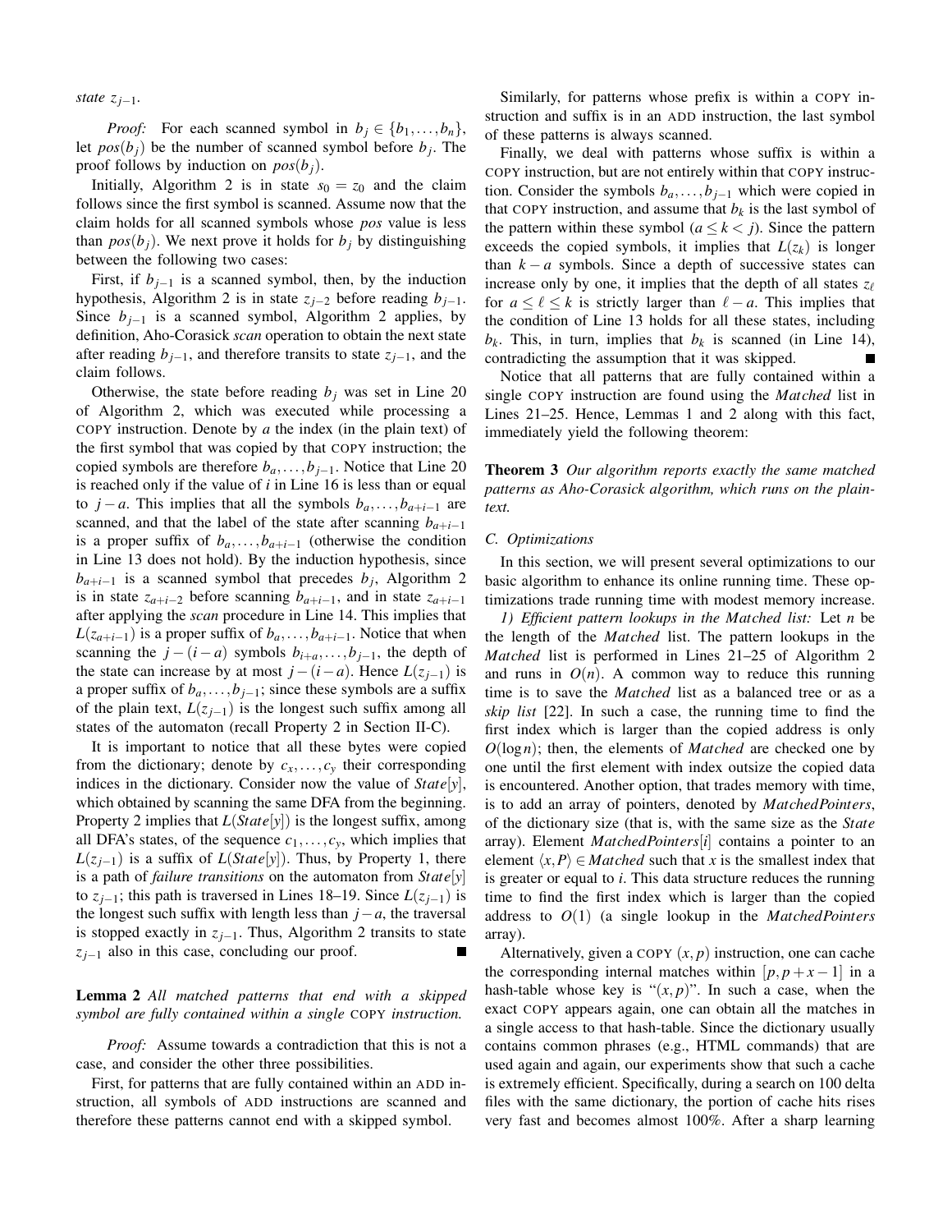state $z_{j-1}$.

*Proof:* For each scanned symbol in $b_j \in \{b_1, \ldots, b_n\}$, let $pos(b_j)$ be the number of scanned symbol before $b_j$. The proof follows by induction on $pos(b_j)$.

Initially, Algorithm 2 is in state $s_0 = z_0$ and the claim follows since the first symbol is scanned. Assume now that the claim holds for all scanned symbols whose *pos* value is less than $pos(b_j)$. We next prove it holds for $b_j$ by distinguishing between the following two cases:

First, if $b_{j-1}$ is a scanned symbol, then, by the induction hypothesis, Algorithm 2 is in state $z_{j-2}$ before reading $b_{j-1}$. Since $b_{j-1}$ is a scanned symbol, Algorithm 2 applies, by definition, Aho-Corasick *scan* operation to obtain the next state after reading $b_{j-1}$, and therefore transits to state $z_{j-1}$, and the claim follows.

Otherwise, the state before reading $b_j$ was set in Line 20 of Algorithm 2, which was executed while processing a COPY instruction. Denote by $a$ the index (in the plain text) of the first symbol that was copied by that COPY instruction; the copied symbols are therefore $b_a, \ldots, b_{j-1}$. Notice that Line 20 is reached only if the value of $i$ in Line 16 is less than or equal to $j-a$. This implies that all the symbols $b_a, \ldots, b_{a+i-1}$ are scanned, and that the label of the state after scanning $b_{a+i-1}$ is a proper suffix of $b_a, \ldots, b_{a+i-1}$ (otherwise the condition in Line 13 does not hold). By the induction hypothesis, since $b_{a+i-1}$ is a scanned symbol that precedes $b_j$, Algorithm 2 is in state $z_{a+i-2}$ before scanning $b_{a+i-1}$, and in state $z_{a+i-1}$ after applying the *scan* procedure in Line 14. This implies that $L(z_{a+i-1})$ is a proper suffix of $b_a, \ldots, b_{a+i-1}$. Notice that when scanning the $j-(i-a)$ symbols $b_{i+a}, \ldots, b_{j-1}$, the depth of the state can increase by at most $j-(i-a)$. Hence $L(z_{j-1})$ is a proper suffix of $b_a, \ldots, b_{j-1}$; since these symbols are a suffix of the plain text, $L(z_{j-1})$ is the longest such suffix among all states of the automaton (recall Property 2 in Section II-C).

It is important to notice that all these bytes were copied from the dictionary; denote by $c_x, \ldots, c_y$ their corresponding indices in the dictionary. Consider now the value of $State[y]$, which obtained by scanning the same DFA from the beginning. Property 2 implies that $L(State[y])$ is the longest suffix, among all DFA's states, of the sequence $c_1, \ldots, c_y$, which implies that $L(z_{j-1})$ is a suffix of $L(State[y])$. Thus, by Property 1, there is a path of *failure transitions* on the automaton from $State[y]$ to $z_{j-1}$; this path is traversed in Lines 18–19. Since $L(z_{j-1})$ is the longest such suffix with length less than $j-a$, the traversal is stopped exactly in $z_{j-1}$. Thus, Algorithm 2 transits to state $z_{j-1}$ also in this case, concluding our proof. ∎

**Lemma 2** *All matched patterns that end with a skipped symbol are fully contained within a single* COPY *instruction.*

*Proof:* Assume towards a contradiction that this is not a case, and consider the other three possibilities.

First, for patterns that are fully contained within an ADD instruction, all symbols of ADD instructions are scanned and therefore these patterns cannot end with a skipped symbol.

Similarly, for patterns whose prefix is within a COPY instruction and suffix is in an ADD instruction, the last symbol of these patterns is always scanned.

Finally, we deal with patterns whose suffix is within a COPY instruction, but are not entirely within that COPY instruction. Consider the symbols $b_a, \ldots, b_{j-1}$ which were copied in that COPY instruction, and assume that $b_k$ is the last symbol of the pattern within these symbol ($a \leq k < j$). Since the pattern exceeds the copied symbols, it implies that $L(z_k)$ is longer than $k-a$ symbols. Since a depth of successive states can increase only by one, it implies that the depth of all states $z_\ell$ for $a \leq \ell \leq k$ is strictly larger than $\ell - a$. This implies that the condition of Line 13 holds for all these states, including $b_k$. This, in turn, implies that $b_k$ is scanned (in Line 14), contradicting the assumption that it was skipped. ∎

Notice that all patterns that are fully contained within a single COPY instruction are found using the *Matched* list in Lines 21–25. Hence, Lemmas 1 and 2 along with this fact, immediately yield the following theorem:

**Theorem 3** *Our algorithm reports exactly the same matched patterns as Aho-Corasick algorithm, which runs on the plaintext.*

### C. Optimizations

In this section, we will present several optimizations to our basic algorithm to enhance its online running time. These optimizations trade running time with modest memory increase.

*1) Efficient pattern lookups in the Matched list:* Let $n$ be the length of the *Matched* list. The pattern lookups in the *Matched* list is performed in Lines 21–25 of Algorithm 2 and runs in $O(n)$. A common way to reduce this running time is to save the *Matched* list as a balanced tree or as a *skip list* [22]. In such a case, the running time to find the first index which is larger than the copied address is only $O(\log n)$; then, the elements of *Matched* are checked one by one until the first element with index outsize the copied data is encountered. Another option, that trades memory with time, is to add an array of pointers, denoted by *MatchedPointers*, of the dictionary size (that is, with the same size as the *State* array). Element *MatchedPointers*$[i]$ contains a pointer to an element $\langle x, P \rangle \in Matched$ such that $x$ is the smallest index that is greater or equal to $i$. This data structure reduces the running time to find the first index which is larger than the copied address to $O(1)$ (a single lookup in the *MatchedPointers* array).

Alternatively, given a COPY $(x, p)$ instruction, one can cache the corresponding internal matches within $[p, p+x-1]$ in a hash-table whose key is "$(x, p)$". In such a case, when the exact COPY appears again, one can obtain all the matches in a single access to that hash-table. Since the dictionary usually contains common phrases (e.g., HTML commands) that are used again and again, our experiments show that such a cache is extremely efficient. Specifically, during a search on 100 delta files with the same dictionary, the portion of cache hits rises very fast and becomes almost 100%. After a sharp learning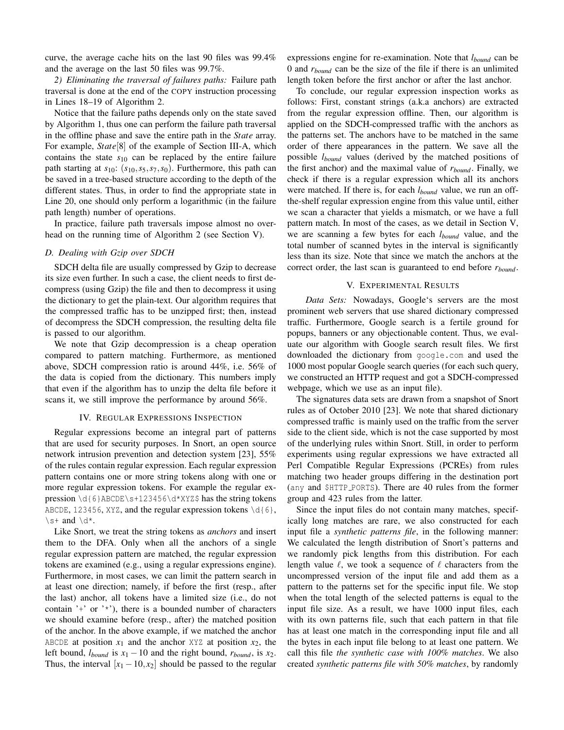curve, the average cache hits on the last 90 files was 99.4% and the average on the last 50 files was 99.7%.

*2) Eliminating the traversal of failures paths:* Failure path traversal is done at the end of the COPY instruction processing in Lines 18–19 of Algorithm 2.

Notice that the failure paths depends only on the state saved by Algorithm 1, thus one can perform the failure path traversal in the offline phase and save the entire path in the *State* array. For example, *State*[8] of the example of Section III-A, which contains the state $s_{10}$ can be replaced by the entire failure path starting at $s_{10}$: $(s_{10}, s_5, s_7, s_0)$. Furthermore, this path can be saved in a tree-based structure according to the depth of the different states. Thus, in order to find the appropriate state in Line 20, one should only perform a logarithmic (in the failure path length) number of operations.

In practice, failure path traversals impose almost no overhead on the running time of Algorithm 2 (see Section V).

### D. Dealing with Gzip over SDCH

SDCH delta file are usually compressed by Gzip to decrease its size even further. In such a case, the client needs to first decompress (using Gzip) the file and then to decompress it using the dictionary to get the plain-text. Our algorithm requires that the compressed traffic has to be unzipped first; then, instead of decompress the SDCH compression, the resulting delta file is passed to our algorithm.

We note that Gzip decompression is a cheap operation compared to pattern matching. Furthermore, as mentioned above, SDCH compression ratio is around 44%, i.e. 56% of the data is copied from the dictionary. This numbers imply that even if the algorithm has to unzip the delta file before it scans it, we still improve the performance by around 56%.

## IV. Regular Expressions Inspection

Regular expressions become an integral part of patterns that are used for security purposes. In Snort, an open source network intrusion prevention and detection system [23], 55% of the rules contain regular expression. Each regular expression pattern contains one or more string tokens along with one or more regular expression tokens. For example the regular expression `\d{6}ABCDE\s+123456\d*XYZ$` has the string tokens `ABCDE`, `123456`, `XYZ`, and the regular expression tokens `\d{6}`, `\s+` and `\d*`.

Like Snort, we treat the string tokens as *anchors* and insert them to the DFA. Only when all the anchors of a single regular expression pattern are matched, the regular expression tokens are examined (e.g., using a regular expressions engine). Furthermore, in most cases, we can limit the pattern search in at least one direction; namely, if before the first (resp., after the last) anchor, all tokens have a limited size (i.e., do not contain '+' or '*'), there is a bounded number of characters we should examine before (resp., after) the matched position of the anchor. In the above example, if we matched the anchor `ABCDE` at position $x_1$ and the anchor `XYZ` at position $x_2$, the left bound, $l_{bound}$ is $x_1 - 10$ and the right bound, $r_{bound}$, is $x_2$. Thus, the interval $[x_1 - 10, x_2]$ should be passed to the regular expressions engine for re-examination. Note that $l_{bound}$ can be 0 and $r_{bound}$ can be the size of the file if there is an unlimited length token before the first anchor or after the last anchor.

To conclude, our regular expression inspection works as follows: First, constant strings (a.k.a anchors) are extracted from the regular expression offline. Then, our algorithm is applied on the SDCH-compressed traffic with the anchors as the patterns set. The anchors have to be matched in the same order of there appearances in the pattern. We save all the possible $l_{bound}$ values (derived by the matched positions of the first anchor) and the maximal value of $r_{bound}$. Finally, we check if there is a regular expression which all its anchors were matched. If there is, for each $l_{bound}$ value, we run an off-the-shelf regular expression engine from this value until, either we scan a character that yields a mismatch, or we have a full pattern match. In most of the cases, as we detail in Section V, we are scanning a few bytes for each $l_{bound}$ value, and the total number of scanned bytes in the interval is significantly less than its size. Note that since we match the anchors at the correct order, the last scan is guaranteed to end before $r_{bound}$.

## V. Experimental Results

*Data Sets:* Nowadays, Google's servers are the most prominent web servers that use shared dictionary compressed traffic. Furthermore, Google search is a fertile ground for popups, banners or any objectionable content. Thus, we evaluate our algorithm with Google search result files. We first downloaded the dictionary from `google.com` and used the 1000 most popular Google search queries (for each such query, we constructed an HTTP request and got a SDCH-compressed webpage, which we use as an input file).

The signatures data sets are drawn from a snapshot of Snort rules as of October 2010 [23]. We note that shared dictionary compressed traffic is mainly used on the traffic from the server side to the client side, which is not the case supported by most of the underlying rules within Snort. Still, in order to perform experiments using regular expressions we have extracted all Perl Compatible Regular Expressions (PCREs) from rules matching two header groups differing in the destination port (`any` and `$HTTP_PORTS`). There are 40 rules from the former group and 423 rules from the latter.

Since the input files do not contain many matches, specifically long matches are rare, we also constructed for each input file a *synthetic patterns file*, in the following manner: We calculated the length distribution of Snort's patterns and we randomly pick lengths from this distribution. For each length value $\ell$, we took a sequence of $\ell$ characters from the uncompressed version of the input file and add them as a pattern to the patterns set for the specific input file. We stop when the total length of the selected patterns is equal to the input file size. As a result, we have 1000 input files, each with its own patterns file, such that each pattern in that file has at least one match in the corresponding input file and all the bytes in each input file belong to at least one pattern. We call this file *the synthetic case with 100% matches*. We also created *synthetic patterns file with 50% matches*, by randomly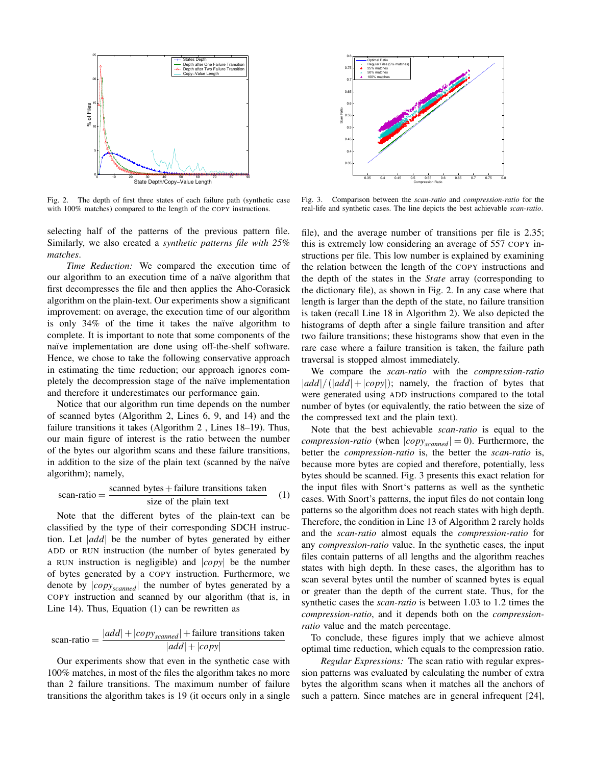Fig. 2. The depth of first three states of each failure path (synthetic case with 100% matches) compared to the length of the COPY instructions.

Fig. 3. Comparison between the *scan-ratio* and *compression-ratio* for the real-life and synthetic cases. The line depicts the best achievable *scan-ratio*.

selecting half of the patterns of the previous pattern file. Similarly, we also created a *synthetic patterns file with 25% matches*.

*Time Reduction:* We compared the execution time of our algorithm to an execution time of a naïve algorithm that first decompresses the file and then applies the Aho-Corasick algorithm on the plain-text. Our experiments show a significant improvement: on average, the execution time of our algorithm is only 34% of the time it takes the naïve algorithm to complete. It is important to note that some components of the naïve implementation are done using off-the-shelf software. Hence, we chose to take the following conservative approach in estimating the time reduction; our approach ignores completely the decompression stage of the naïve implementation and therefore it underestimates our performance gain.

Notice that our algorithm run time depends on the number of scanned bytes (Algorithm 2, Lines 6, 9, and 14) and the failure transitions it takes (Algorithm 2 , Lines 18–19). Thus, our main figure of interest is the ratio between the number of the bytes our algorithm scans and these failure transitions, in addition to the size of the plain text (scanned by the naïve algorithm); namely,

$$\text{scan-ratio} = \frac{\text{scanned bytes} + \text{failure transitions taken}}{\text{size of the plain text}} \qquad (1)$$

Note that the different bytes of the plain-text can be classified by the type of their corresponding SDCH instruction. Let $|add|$ be the number of bytes generated by either ADD or RUN instruction (the number of bytes generated by a RUN instruction is negligible) and $|copy|$ be the number of bytes generated by a COPY instruction. Furthermore, we denote by $|copy_{scanned}|$ the number of bytes generated by a COPY instruction and scanned by our algorithm (that is, in Line 14). Thus, Equation (1) can be rewritten as

$$\text{scan-ratio} = \frac{|add| + |copy_{scanned}| + \text{failure transitions taken}}{|add| + |copy|}$$

Our experiments show that even in the synthetic case with 100% matches, in most of the files the algorithm takes no more than 2 failure transitions. The maximum number of failure transitions the algorithm takes is 19 (it occurs only in a single file), and the average number of transitions per file is 2.35; this is extremely low considering an average of 557 COPY instructions per file. This low number is explained by examining the relation between the length of the COPY instructions and the depth of the states in the *State* array (corresponding to the dictionary file), as shown in Fig. 2. In any case where that length is larger than the depth of the state, no failure transition is taken (recall Line 18 in Algorithm 2). We also depicted the histograms of depth after a single failure transition and after two failure transitions; these histograms show that even in the rare case where a failure transition is taken, the failure path traversal is stopped almost immediately.

We compare the *scan-ratio* with the *compression-ratio* $|add|/(|add| + |copy|)$; namely, the fraction of bytes that were generated using ADD instructions compared to the total number of bytes (or equivalently, the ratio between the size of the compressed text and the plain text).

Note that the best achievable *scan-ratio* is equal to the *compression-ratio* (when $|copy_{scanned}| = 0$). Furthermore, the better the *compression-ratio* is, the better the *scan-ratio* is, because more bytes are copied and therefore, potentially, less bytes should be scanned. Fig. 3 presents this exact relation for the input files with Snort's patterns as well as the synthetic cases. With Snort's patterns, the input files do not contain long patterns so the algorithm does not reach states with high depth. Therefore, the condition in Line 13 of Algorithm 2 rarely holds and the *scan-ratio* almost equals the *compression-ratio* for any *compression-ratio* value. In the synthetic cases, the input files contain patterns of all lengths and the algorithm reaches states with high depth. In these cases, the algorithm has to scan several bytes until the number of scanned bytes is equal or greater than the depth of the current state. Thus, for the synthetic cases the *scan-ratio* is between 1.03 to 1.2 times the *compression-ratio*, and it depends both on the *compression-ratio* value and the match percentage.

To conclude, these figures imply that we achieve almost optimal time reduction, which equals to the compression ratio.

*Regular Expressions:* The scan ratio with regular expression patterns was evaluated by calculating the number of extra bytes the algorithm scans when it matches all the anchors of such a pattern. Since matches are in general infrequent [24],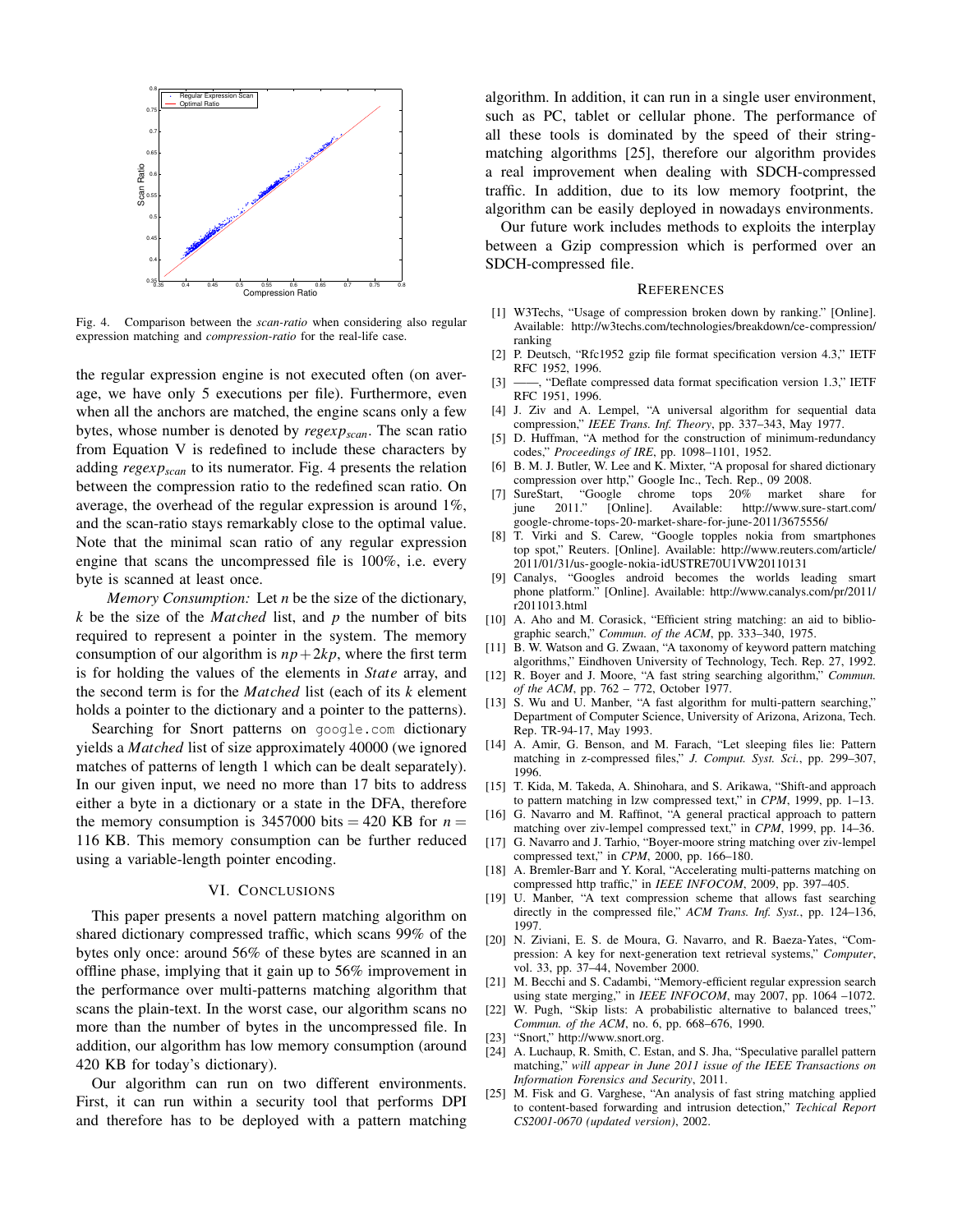Regular Expression Scan
Optimal Ratio

Scan Ratio

0.8
0.75
0.7
0.65
0.6
0.55
0.5
0.45
0.4
0.35

0.35 0.4 0.45 0.5 0.55 0.6 0.65 0.7 0.75 0.8

Compression Ratio

Fig. 4. Comparison between the *scan-ratio* when considering also regular expression matching and *compression-ratio* for the real-life case.

the regular expression engine is not executed often (on average, we have only 5 executions per file). Furthermore, even when all the anchors are matched, the engine scans only a few bytes, whose number is denoted by $regexp_{scan}$. The scan ratio from Equation V is redefined to include these characters by adding $regexp_{scan}$ to its numerator. Fig. 4 presents the relation between the compression ratio to the redefined scan ratio. On average, the overhead of the regular expression is around 1%, and the scan-ratio stays remarkably close to the optimal value. Note that the minimal scan ratio of any regular expression engine that scans the uncompressed file is 100%, i.e. every byte is scanned at least once.

*Memory Consumption:* Let $n$ be the size of the dictionary, $k$ be the size of the *Matched* list, and $p$ the number of bits required to represent a pointer in the system. The memory consumption of our algorithm is $np+2kp$, where the first term is for holding the values of the elements in *State* array, and the second term is for the *Matched* list (each of its $k$ element holds a pointer to the dictionary and a pointer to the patterns).

Searching for Snort patterns on `google.com` dictionary yields a *Matched* list of size approximately 40000 (we ignored matches of patterns of length 1 which can be dealt separately). In our given input, we need no more than 17 bits to address either a byte in a dictionary or a state in the DFA, therefore the memory consumption is 3457000 bits $=$ 420 KB for $n=$ 116 KB. This memory consumption can be further reduced using a variable-length pointer encoding.

## VI. Conclusions

This paper presents a novel pattern matching algorithm on shared dictionary compressed traffic, which scans 99% of the bytes only once: around 56% of these bytes are scanned in an offline phase, implying that it gain up to 56% improvement in the performance over multi-patterns matching algorithm that scans the plain-text. In the worst case, our algorithm scans no more than the number of bytes in the uncompressed file. In addition, our algorithm has low memory consumption (around 420 KB for today's dictionary).

Our algorithm can run on two different environments. First, it can run within a security tool that performs DPI and therefore has to be deployed with a pattern matching algorithm. In addition, it can run in a single user environment, such as PC, tablet or cellular phone. The performance of all these tools is dominated by the speed of their string-matching algorithms [25], therefore our algorithm provides a real improvement when dealing with SDCH-compressed traffic. In addition, due to its low memory footprint, the algorithm can be easily deployed in nowadays environments.

Our future work includes methods to exploits the interplay between a Gzip compression which is performed over an SDCH-compressed file.

## References

[1] W3Techs, "Usage of compression broken down by ranking." [Online]. Available: http://w3techs.com/technologies/breakdown/ce-compression/ranking

[2] P. Deutsch, "Rfc1952 gzip file format specification version 4.3," IETF RFC 1952, 1996.

[3] ——, "Deflate compressed data format specification version 1.3," IETF RFC 1951, 1996.

[4] J. Ziv and A. Lempel, "A universal algorithm for sequential data compression," *IEEE Trans. Inf. Theory*, pp. 337–343, May 1977.

[5] D. Huffman, "A method for the construction of minimum-redundancy codes," *Proceedings of IRE*, pp. 1098–1101, 1952.

[6] B. M. J. Butler, W. Lee and K. Mixter, "A proposal for shared dictionary compression over http," Google Inc., Tech. Rep., 09 2008.

[7] SureStart, "Google chrome tops 20% market share for june 2011." [Online]. Available: http://www.sure-start.com/google-chrome-tops-20-market-share-for-june-2011/3675556/

[8] T. Virki and S. Carew, "Google topples nokia from smartphones top spot," Reuters. [Online]. Available: http://www.reuters.com/article/2011/01/31/us-google-nokia-idUSTRE70U1VW20110131

[9] Canalys, "Googles android becomes the worlds leading smart phone platform." [Online]. Available: http://www.canalys.com/pr/2011/r2011013.html

[10] A. Aho and M. Corasick, "Efficient string matching: an aid to bibliographic search," *Commun. of the ACM*, pp. 333–340, 1975.

[11] B. W. Watson and G. Zwaan, "A taxonomy of keyword pattern matching algorithms," Eindhoven University of Technology, Tech. Rep. 27, 1992.

[12] R. Boyer and J. Moore, "A fast string searching algorithm," *Commun. of the ACM*, pp. 762 – 772, October 1977.

[13] S. Wu and U. Manber, "A fast algorithm for multi-pattern searching," Department of Computer Science, University of Arizona, Arizona, Tech. Rep. TR-94-17, May 1993.

[14] A. Amir, G. Benson, and M. Farach, "Let sleeping files lie: Pattern matching in z-compressed files," *J. Comput. Syst. Sci.*, pp. 299–307, 1996.

[15] T. Kida, M. Takeda, A. Shinohara, and S. Arikawa, "Shift-and approach to pattern matching in lzw compressed text," in *CPM*, 1999, pp. 1–13.

[16] G. Navarro and M. Raffinot, "A general practical approach to pattern matching over ziv-lempel compressed text," in *CPM*, 1999, pp. 14–36.

[17] G. Navarro and J. Tarhio, "Boyer-moore string matching over ziv-lempel compressed text," in *CPM*, 2000, pp. 166–180.

[18] A. Bremler-Barr and Y. Koral, "Accelerating multi-patterns matching on compressed http traffic," in *IEEE INFOCOM*, 2009, pp. 397–405.

[19] U. Manber, "A text compression scheme that allows fast searching directly in the compressed file," *ACM Trans. Inf. Syst.*, pp. 124–136, 1997.

[20] N. Ziviani, E. S. de Moura, G. Navarro, and R. Baeza-Yates, "Compression: A key for next-generation text retrieval systems," *Computer*, vol. 33, pp. 37–44, November 2000.

[21] M. Becchi and S. Cadambi, "Memory-efficient regular expression search using state merging," in *IEEE INFOCOM*, may 2007, pp. 1064 –1072.

[22] W. Pugh, "Skip lists: A probabilistic alternative to balanced trees," *Commun. of the ACM*, no. 6, pp. 668–676, 1990.

[23] "Snort," http://www.snort.org.

[24] A. Luchaup, R. Smith, C. Estan, and S. Jha, "Speculative parallel pattern matching," *will appear in June 2011 issue of the IEEE Transactions on Information Forensics and Security*, 2011.

[25] M. Fisk and G. Varghese, "An analysis of fast string matching applied to content-based forwarding and intrusion detection," *Techical Report CS2001-0670 (updated version)*, 2002.